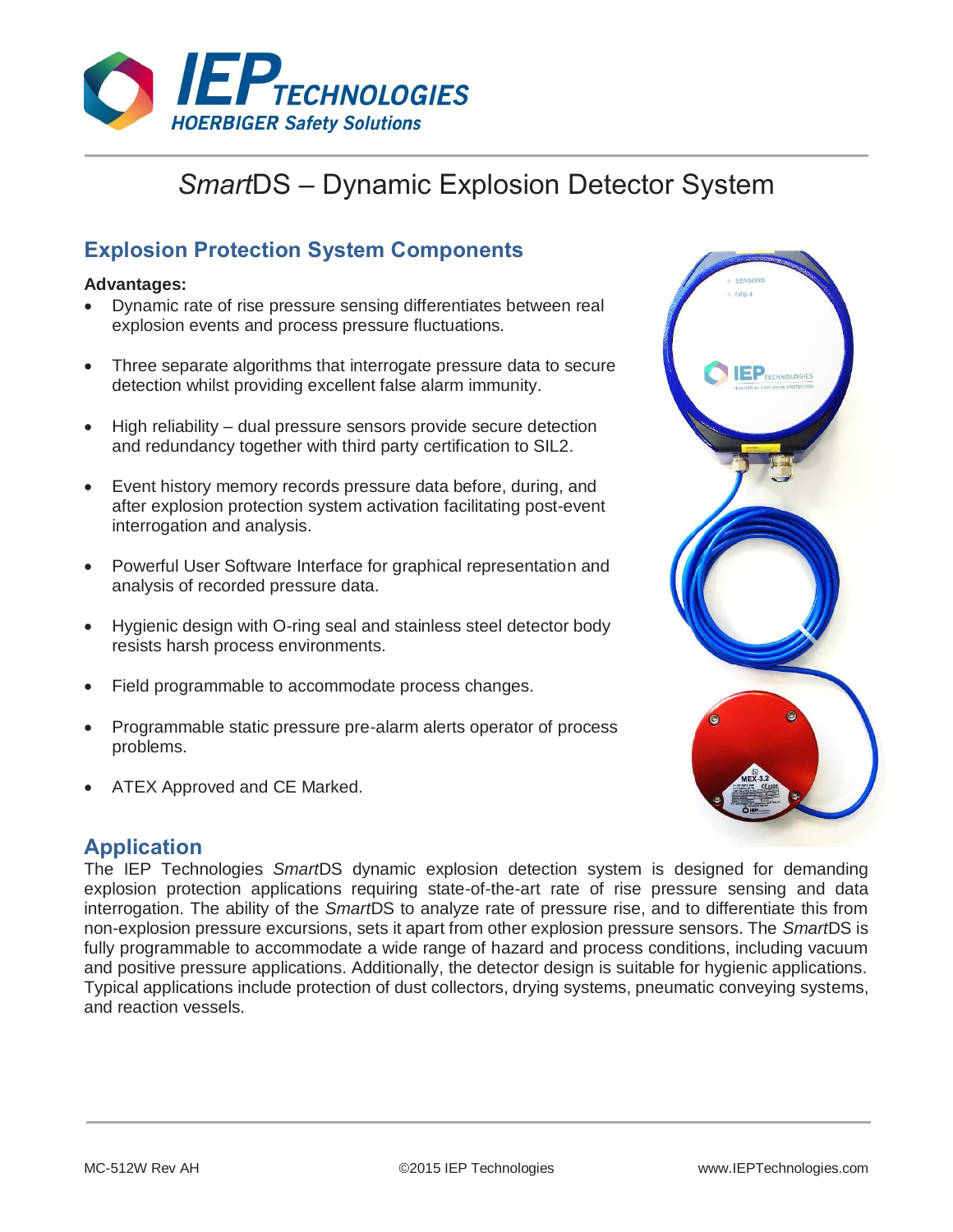# *Smart*DS – Dynamic Explosion Detector System

## Explosion Protection System Components

**Advantages:**

- Dynamic rate of rise pressure sensing differentiates between real explosion events and process pressure fluctuations.
- Three separate algorithms that interrogate pressure data to secure detection whilst providing excellent false alarm immunity.
- High reliability – dual pressure sensors provide secure detection and redundancy together with third party certification to SIL2.
- Event history memory records pressure data before, during, and after explosion protection system activation facilitating post-event interrogation and analysis.
- Powerful User Software Interface for graphical representation and analysis of recorded pressure data.
- Hygienic design with O-ring seal and stainless steel detector body resists harsh process environments.
- Field programmable to accommodate process changes.
- Programmable static pressure pre-alarm alerts operator of process problems.
- ATEX Approved and CE Marked.

## Application

The IEP Technologies *Smart*DS dynamic explosion detection system is designed for demanding explosion protection applications requiring state-of-the-art rate of rise pressure sensing and data interrogation. The ability of the *Smart*DS to analyze rate of pressure rise, and to differentiate this from non-explosion pressure excursions, sets it apart from other explosion pressure sensors. The *Smart*DS is fully programmable to accommodate a wide range of hazard and process conditions, including vacuum and positive pressure applications. Additionally, the detector design is suitable for hygienic applications. Typical applications include protection of dust collectors, drying systems, pneumatic conveying systems, and reaction vessels.

MC-512W Rev AH ©2015 IEP Technologies www.IEPTechnologies.com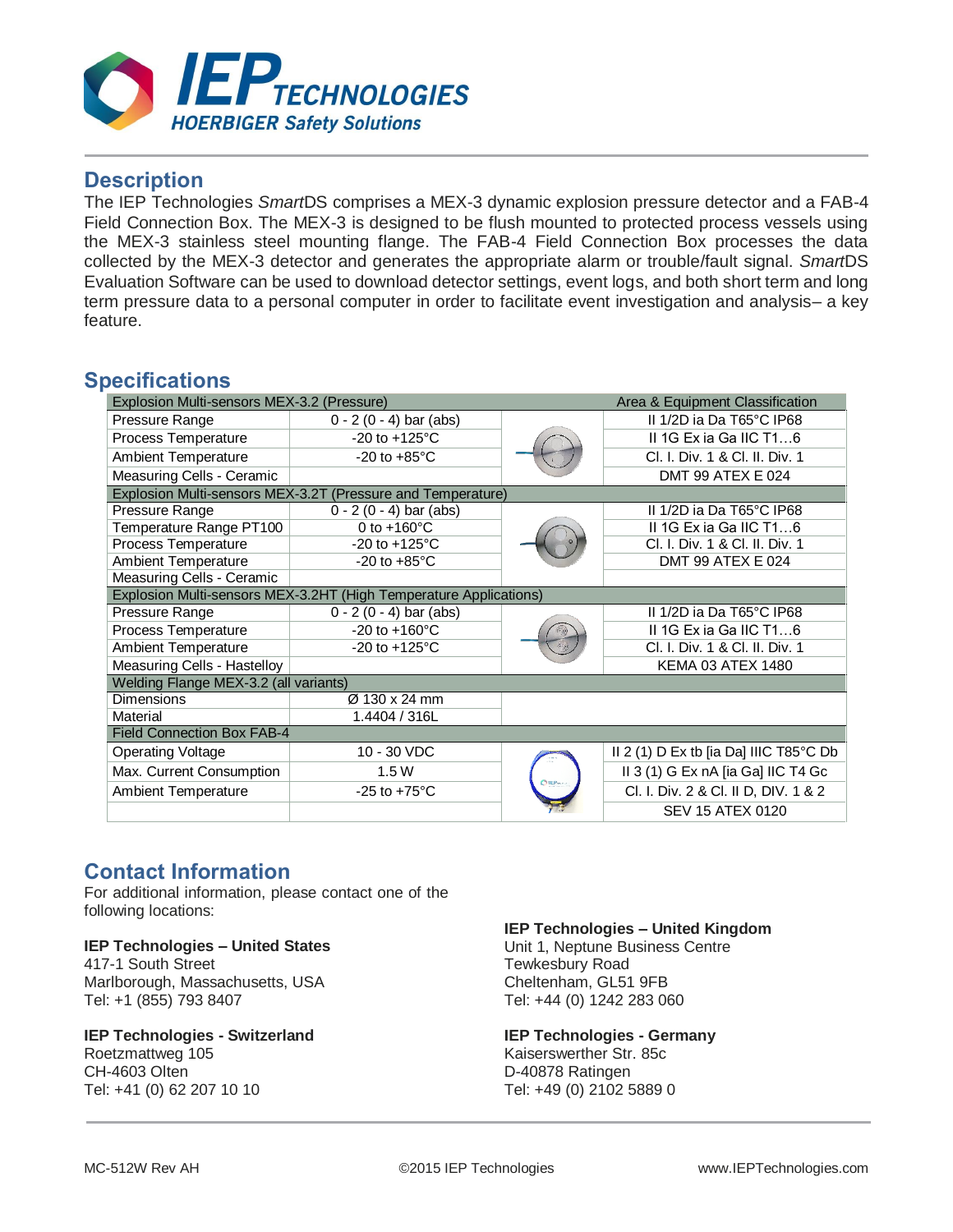## Description

The IEP Technologies *Smart*DS comprises a MEX-3 dynamic explosion pressure detector and a FAB-4 Field Connection Box. The MEX-3 is designed to be flush mounted to protected process vessels using the MEX-3 stainless steel mounting flange. The FAB-4 Field Connection Box processes the data collected by the MEX-3 detector and generates the appropriate alarm or trouble/fault signal. *Smart*DS Evaluation Software can be used to download detector settings, event logs, and both short term and long term pressure data to a personal computer in order to facilitate event investigation and analysis– a key feature.

## Specifications

| Explosion Multi-sensors MEX-3.2 (Pressure) | | | Area & Equipment Classification |
|---|---|---|---|
| Pressure Range | 0 - 2 (0 - 4) bar (abs) | | II 1/2D ia Da T65°C IP68 |
| Process Temperature | -20 to +125°C | | II 1G Ex ia Ga IIC T1…6 |
| Ambient Temperature | -20 to +85°C | | Cl. I. Div. 1 & Cl. II. Div. 1 |
| Measuring Cells - Ceramic | | | DMT 99 ATEX E 024 |
| **Explosion Multi-sensors MEX-3.2T (Pressure and Temperature)** | | | |
| Pressure Range | 0 - 2 (0 - 4) bar (abs) | | II 1/2D ia Da T65°C IP68 |
| Temperature Range PT100 | 0 to +160°C | | II 1G Ex ia Ga IIC T1…6 |
| Process Temperature | -20 to +125°C | | Cl. I. Div. 1 & Cl. II. Div. 1 |
| Ambient Temperature | -20 to +85°C | | DMT 99 ATEX E 024 |
| Measuring Cells - Ceramic | | | |
| **Explosion Multi-sensors MEX-3.2HT (High Temperature Applications)** | | | |
| Pressure Range | 0 - 2 (0 - 4) bar (abs) | | II 1/2D ia Da T65°C IP68 |
| Process Temperature | -20 to +160°C | | II 1G Ex ia Ga IIC T1…6 |
| Ambient Temperature | -20 to +125°C | | Cl. I. Div. 1 & Cl. II. Div. 1 |
| Measuring Cells - Hastelloy | | | KEMA 03 ATEX 1480 |
| **Welding Flange MEX-3.2 (all variants)** | | | |
| Dimensions | Ø 130 x 24 mm | | |
| Material | 1.4404 / 316L | | |
| **Field Connection Box FAB-4** | | | |
| Operating Voltage | 10 - 30 VDC | | II 2 (1) D Ex tb [ia Da] IIIC T85°C Db |
| Max. Current Consumption | 1.5 W | | II 3 (1) G Ex nA [ia Ga] IIC T4 Gc |
| Ambient Temperature | -25 to +75°C | | Cl. I. Div. 2 & Cl. II D, DIV. 1 & 2 |
| | | | SEV 15 ATEX 0120 |

## Contact Information

For additional information, please contact one of the following locations:

**IEP Technologies – United States**
417-1 South Street
Marlborough, Massachusetts, USA
Tel: +1 (855) 793 8407

**IEP Technologies - Switzerland**
Roetzmattweg 105
CH-4603 Olten
Tel: +41 (0) 62 207 10 10

**IEP Technologies – United Kingdom**
Unit 1, Neptune Business Centre
Tewkesbury Road
Cheltenham, GL51 9FB
Tel: +44 (0) 1242 283 060

**IEP Technologies - Germany**
Kaiserswerther Str. 85c
D-40878 Ratingen
Tel: +49 (0) 2102 5889 0

MC-512W Rev AH ©2015 IEP Technologies www.IEPTechnologies.com